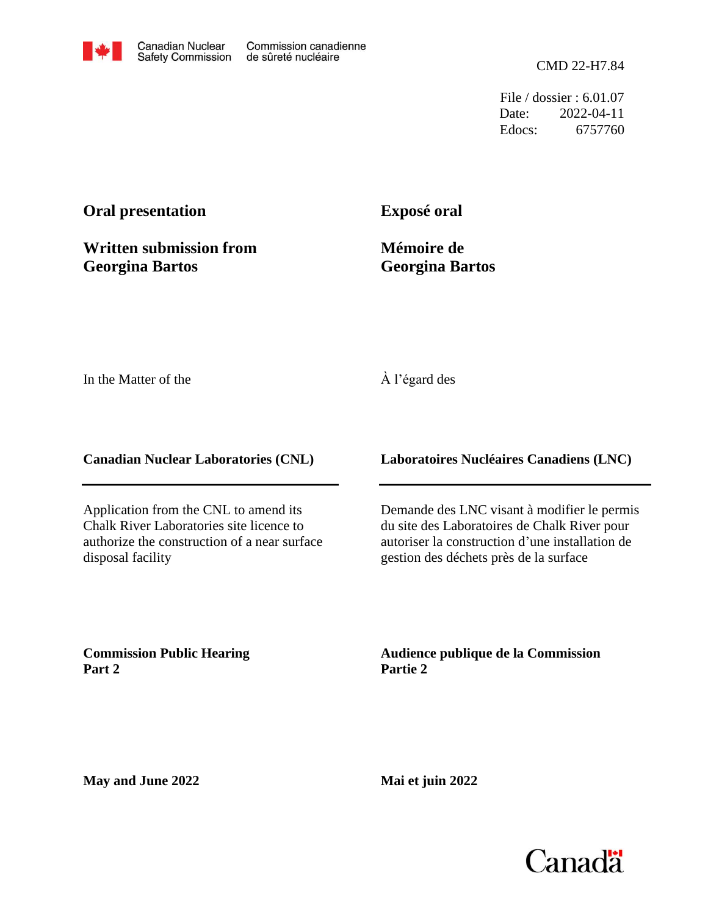Canadian Nuclear Safety Commission / Commission canadienne de sûreté nucléaire

CMD 22-H7.84

File / dossier : 6.01.07
Date: 2022-04-11
Edocs: 6757760

**Oral presentation**

**Written submission from Georgina Bartos**

**Exposé oral**

**Mémoire de Georgina Bartos**

In the Matter of the

À l'égard des

**Canadian Nuclear Laboratories (CNL)**

**Laboratoires Nucléaires Canadiens (LNC)**

Application from the CNL to amend its Chalk River Laboratories site licence to authorize the construction of a near surface disposal facility

Demande des LNC visant à modifier le permis du site des Laboratoires de Chalk River pour autoriser la construction d'une installation de gestion des déchets près de la surface

**Commission Public Hearing Part 2**

**Audience publique de la Commission Partie 2**

**May and June 2022**

**Mai et juin 2022**

Canada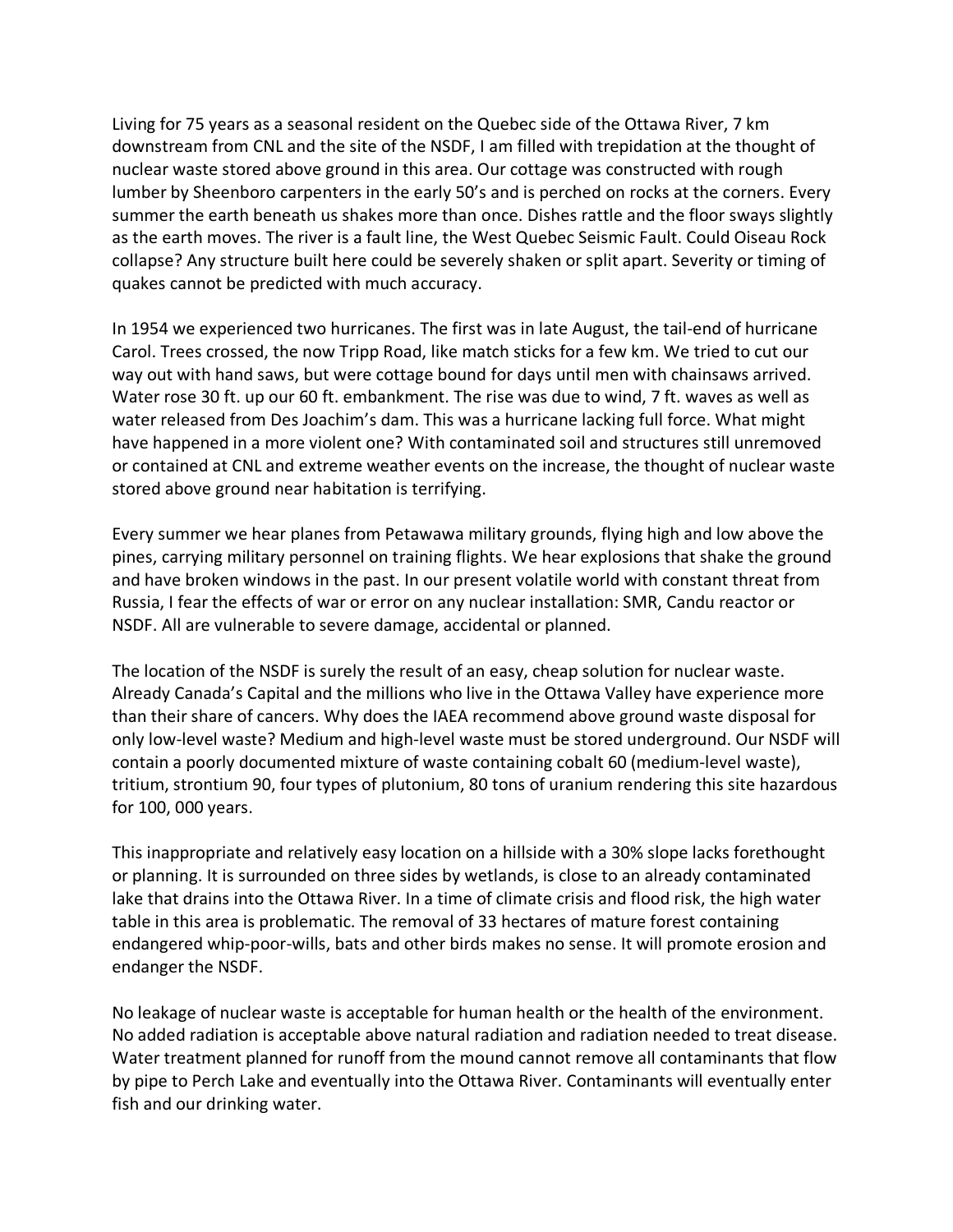Living for 75 years as a seasonal resident on the Quebec side of the Ottawa River, 7 km downstream from CNL and the site of the NSDF, I am filled with trepidation at the thought of nuclear waste stored above ground in this area. Our cottage was constructed with rough lumber by Sheenboro carpenters in the early 50's and is perched on rocks at the corners. Every summer the earth beneath us shakes more than once. Dishes rattle and the floor sways slightly as the earth moves. The river is a fault line, the West Quebec Seismic Fault. Could Oiseau Rock collapse? Any structure built here could be severely shaken or split apart. Severity or timing of quakes cannot be predicted with much accuracy.

In 1954 we experienced two hurricanes. The first was in late August, the tail-end of hurricane Carol. Trees crossed, the now Tripp Road, like match sticks for a few km. We tried to cut our way out with hand saws, but were cottage bound for days until men with chainsaws arrived. Water rose 30 ft. up our 60 ft. embankment. The rise was due to wind, 7 ft. waves as well as water released from Des Joachim's dam. This was a hurricane lacking full force. What might have happened in a more violent one? With contaminated soil and structures still unremoved or contained at CNL and extreme weather events on the increase, the thought of nuclear waste stored above ground near habitation is terrifying.

Every summer we hear planes from Petawawa military grounds, flying high and low above the pines, carrying military personnel on training flights. We hear explosions that shake the ground and have broken windows in the past. In our present volatile world with constant threat from Russia, I fear the effects of war or error on any nuclear installation: SMR, Candu reactor or NSDF. All are vulnerable to severe damage, accidental or planned.

The location of the NSDF is surely the result of an easy, cheap solution for nuclear waste. Already Canada's Capital and the millions who live in the Ottawa Valley have experience more than their share of cancers. Why does the IAEA recommend above ground waste disposal for only low-level waste? Medium and high-level waste must be stored underground. Our NSDF will contain a poorly documented mixture of waste containing cobalt 60 (medium-level waste), tritium, strontium 90, four types of plutonium, 80 tons of uranium rendering this site hazardous for 100, 000 years.

This inappropriate and relatively easy location on a hillside with a 30% slope lacks forethought or planning. It is surrounded on three sides by wetlands, is close to an already contaminated lake that drains into the Ottawa River. In a time of climate crisis and flood risk, the high water table in this area is problematic. The removal of 33 hectares of mature forest containing endangered whip-poor-wills, bats and other birds makes no sense. It will promote erosion and endanger the NSDF.

No leakage of nuclear waste is acceptable for human health or the health of the environment. No added radiation is acceptable above natural radiation and radiation needed to treat disease. Water treatment planned for runoff from the mound cannot remove all contaminants that flow by pipe to Perch Lake and eventually into the Ottawa River. Contaminants will eventually enter fish and our drinking water.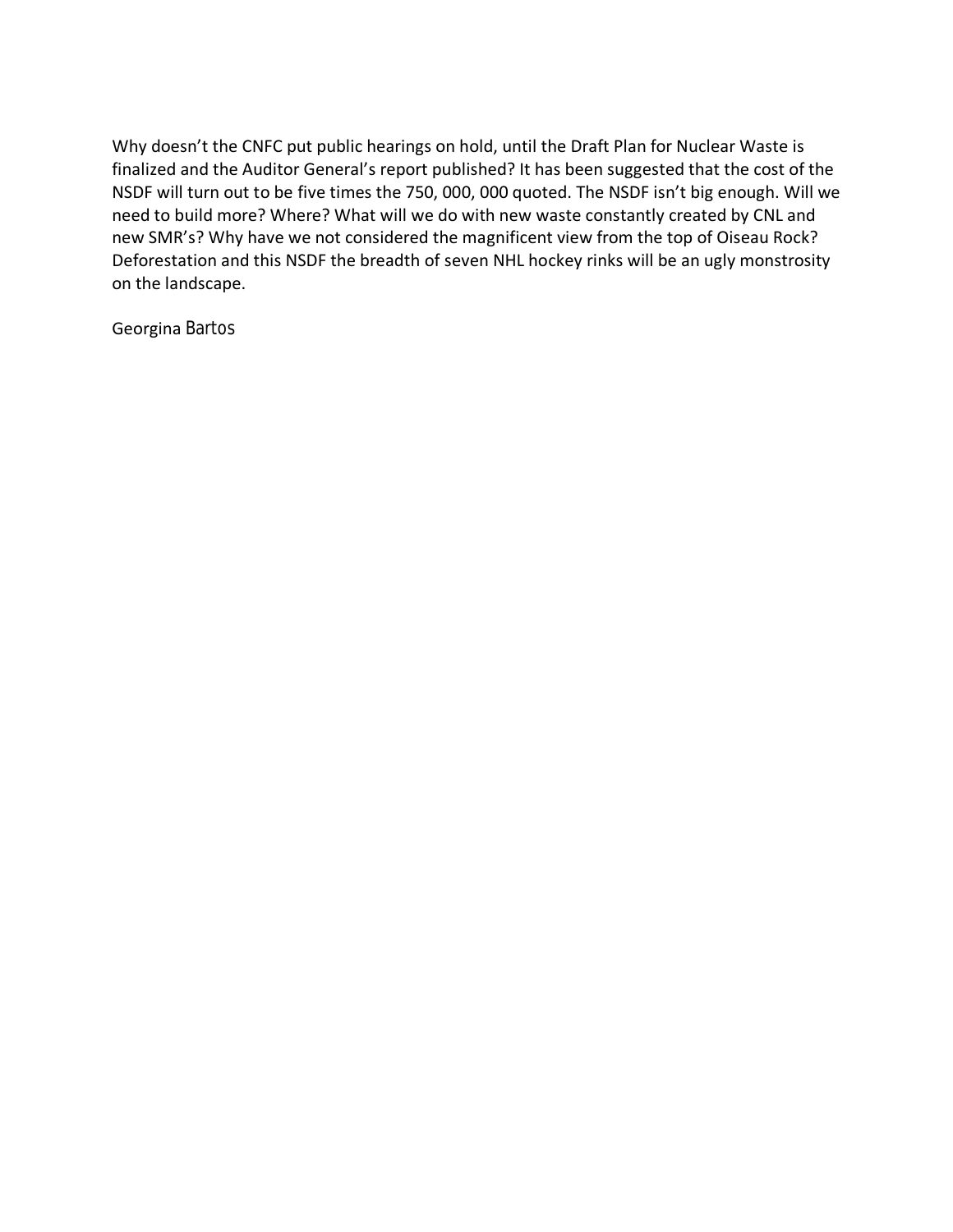Why doesn't the CNFC put public hearings on hold, until the Draft Plan for Nuclear Waste is finalized and the Auditor General's report published? It has been suggested that the cost of the NSDF will turn out to be five times the 750, 000, 000 quoted. The NSDF isn't big enough. Will we need to build more? Where? What will we do with new waste constantly created by CNL and new SMR's? Why have we not considered the magnificent view from the top of Oiseau Rock? Deforestation and this NSDF the breadth of seven NHL hockey rinks will be an ugly monstrosity on the landscape.

Georgina Bartos